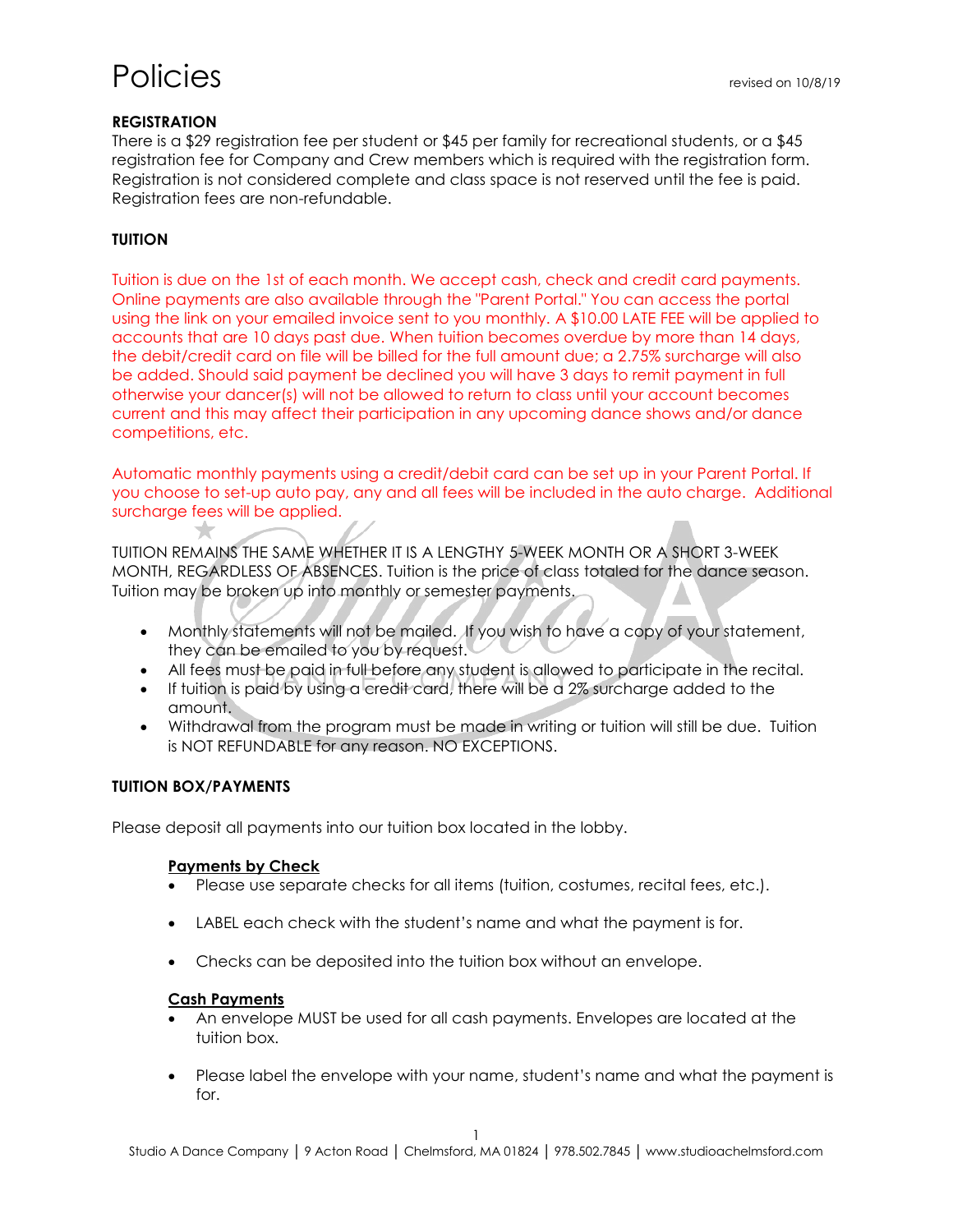# Policies

revised on 10/8/19

**REGISTRATION**

There is a $29 registration fee per student or $45 per family for recreational students, or a $45 registration fee for Company and Crew members which is required with the registration form. Registration is not considered complete and class space is not reserved until the fee is paid. Registration fees are non-refundable.

**TUITION**

Tuition is due on the 1st of each month. We accept cash, check and credit card payments. Online payments are also available through the "Parent Portal." You can access the portal using the link on your emailed invoice sent to you monthly. A $10.00 LATE FEE will be applied to accounts that are 10 days past due. When tuition becomes overdue by more than 14 days, the debit/credit card on file will be billed for the full amount due; a 2.75% surcharge will also be added. Should said payment be declined you will have 3 days to remit payment in full otherwise your dancer(s) will not be allowed to return to class until your account becomes current and this may affect their participation in any upcoming dance shows and/or dance competitions, etc.

Automatic monthly payments using a credit/debit card can be set up in your Parent Portal. If you choose to set-up auto pay, any and all fees will be included in the auto charge. Additional surcharge fees will be applied.

TUITION REMAINS THE SAME WHETHER IT IS A LENGTHY 5-WEEK MONTH OR A SHORT 3-WEEK MONTH, REGARDLESS OF ABSENCES. Tuition is the price of class totaled for the dance season. Tuition may be broken up into monthly or semester payments.

- Monthly statements will not be mailed. If you wish to have a copy of your statement, they can be emailed to you by request.
- All fees must be paid in full before any student is allowed to participate in the recital.
- If tuition is paid by using a credit card, there will be a 2% surcharge added to the amount.
- Withdrawal from the program must be made in writing or tuition will still be due. Tuition is NOT REFUNDABLE for any reason. NO EXCEPTIONS.

**TUITION BOX/PAYMENTS**

Please deposit all payments into our tuition box located in the lobby.

**Payments by Check**

- Please use separate checks for all items (tuition, costumes, recital fees, etc.).
- LABEL each check with the student's name and what the payment is for.
- Checks can be deposited into the tuition box without an envelope.

**Cash Payments**

- An envelope MUST be used for all cash payments. Envelopes are located at the tuition box.
- Please label the envelope with your name, student's name and what the payment is for.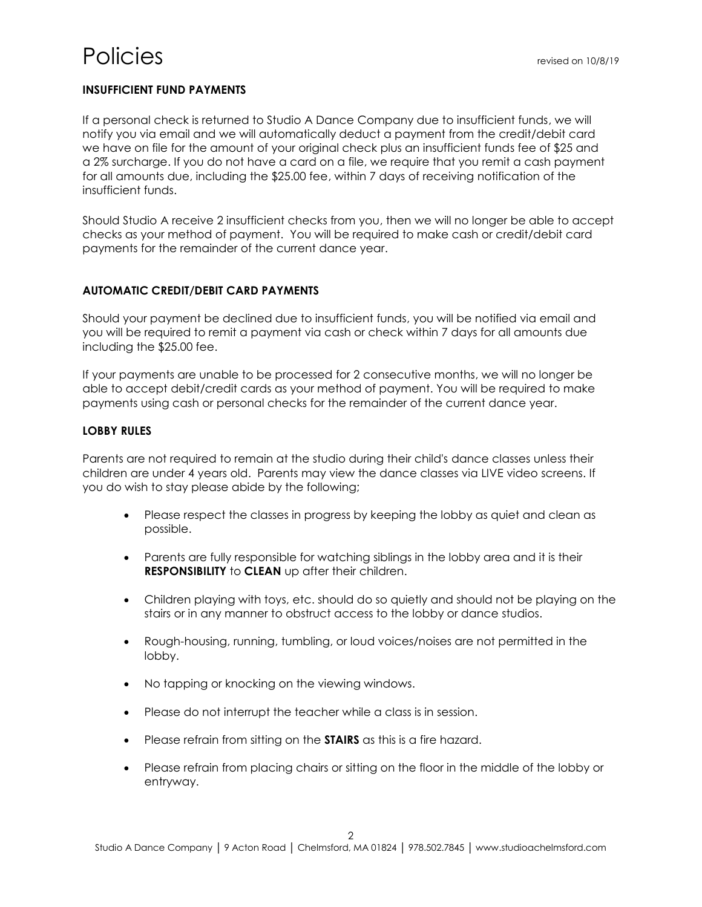# Policies

revised on 10/8/19

### INSUFFICIENT FUND PAYMENTS

If a personal check is returned to Studio A Dance Company due to insufficient funds, we will notify you via email and we will automatically deduct a payment from the credit/debit card we have on file for the amount of your original check plus an insufficient funds fee of $25 and a 2% surcharge. If you do not have a card on a file, we require that you remit a cash payment for all amounts due, including the $25.00 fee, within 7 days of receiving notification of the insufficient funds.

Should Studio A receive 2 insufficient checks from you, then we will no longer be able to accept checks as your method of payment. You will be required to make cash or credit/debit card payments for the remainder of the current dance year.

### AUTOMATIC CREDIT/DEBIT CARD PAYMENTS

Should your payment be declined due to insufficient funds, you will be notified via email and you will be required to remit a payment via cash or check within 7 days for all amounts due including the $25.00 fee.

If your payments are unable to be processed for 2 consecutive months, we will no longer be able to accept debit/credit cards as your method of payment. You will be required to make payments using cash or personal checks for the remainder of the current dance year.

### LOBBY RULES

Parents are not required to remain at the studio during their child's dance classes unless their children are under 4 years old. Parents may view the dance classes via LIVE video screens. If you do wish to stay please abide by the following;

- Please respect the classes in progress by keeping the lobby as quiet and clean as possible.
- Parents are fully responsible for watching siblings in the lobby area and it is their **RESPONSIBILITY** to **CLEAN** up after their children.
- Children playing with toys, etc. should do so quietly and should not be playing on the stairs or in any manner to obstruct access to the lobby or dance studios.
- Rough-housing, running, tumbling, or loud voices/noises are not permitted in the lobby.
- No tapping or knocking on the viewing windows.
- Please do not interrupt the teacher while a class is in session.
- Please refrain from sitting on the **STAIRS** as this is a fire hazard.
- Please refrain from placing chairs or sitting on the floor in the middle of the lobby or entryway.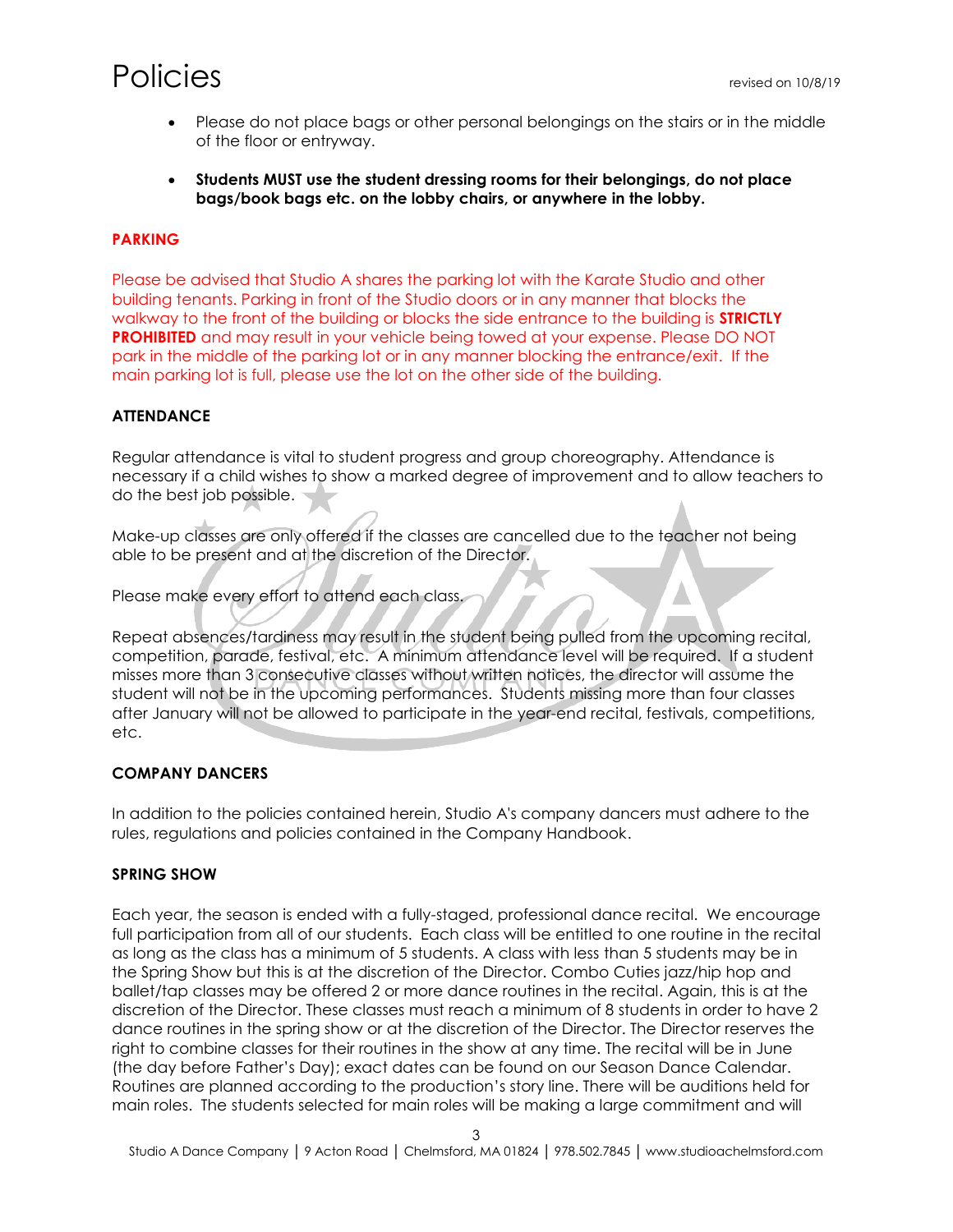# Policies

revised on 10/8/19

- Please do not place bags or other personal belongings on the stairs or in the middle of the floor or entryway.
- **Students MUST use the student dressing rooms for their belongings, do not place bags/book bags etc. on the lobby chairs, or anywhere in the lobby.**

### PARKING

Please be advised that Studio A shares the parking lot with the Karate Studio and other building tenants. Parking in front of the Studio doors or in any manner that blocks the walkway to the front of the building or blocks the side entrance to the building is **STRICTLY PROHIBITED** and may result in your vehicle being towed at your expense. Please DO NOT park in the middle of the parking lot or in any manner blocking the entrance/exit. If the main parking lot is full, please use the lot on the other side of the building.

### ATTENDANCE

Regular attendance is vital to student progress and group choreography. Attendance is necessary if a child wishes to show a marked degree of improvement and to allow teachers to do the best job possible.

Make-up classes are only offered if the classes are cancelled due to the teacher not being able to be present and at the discretion of the Director.

Please make every effort to attend each class.

Repeat absences/tardiness may result in the student being pulled from the upcoming recital, competition, parade, festival, etc. A minimum attendance level will be required. If a student misses more than 3 consecutive classes without written notices, the director will assume the student will not be in the upcoming performances. Students missing more than four classes after January will not be allowed to participate in the year-end recital, festivals, competitions, etc.

### COMPANY DANCERS

In addition to the policies contained herein, Studio A's company dancers must adhere to the rules, regulations and policies contained in the Company Handbook.

### SPRING SHOW

Each year, the season is ended with a fully-staged, professional dance recital. We encourage full participation from all of our students. Each class will be entitled to one routine in the recital as long as the class has a minimum of 5 students. A class with less than 5 students may be in the Spring Show but this is at the discretion of the Director. Combo Cuties jazz/hip hop and ballet/tap classes may be offered 2 or more dance routines in the recital. Again, this is at the discretion of the Director. These classes must reach a minimum of 8 students in order to have 2 dance routines in the spring show or at the discretion of the Director. The Director reserves the right to combine classes for their routines in the show at any time. The recital will be in June (the day before Father's Day); exact dates can be found on our Season Dance Calendar. Routines are planned according to the production's story line. There will be auditions held for main roles. The students selected for main roles will be making a large commitment and will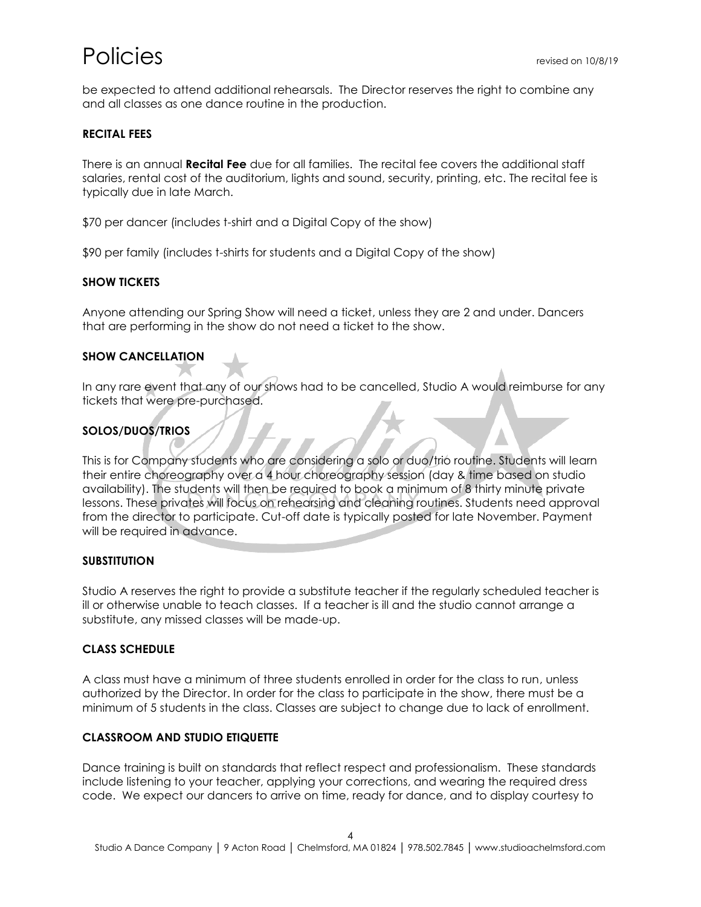be expected to attend additional rehearsals. The Director reserves the right to combine any and all classes as one dance routine in the production.

**RECITAL FEES**

There is an annual **Recital Fee** due for all families. The recital fee covers the additional staff salaries, rental cost of the auditorium, lights and sound, security, printing, etc. The recital fee is typically due in late March.

$70 per dancer (includes t-shirt and a Digital Copy of the show)

$90 per family (includes t-shirts for students and a Digital Copy of the show)

**SHOW TICKETS**

Anyone attending our Spring Show will need a ticket, unless they are 2 and under. Dancers that are performing in the show do not need a ticket to the show.

**SHOW CANCELLATION**

In any rare event that any of our shows had to be cancelled, Studio A would reimburse for any tickets that were pre-purchased.

**SOLOS/DUOS/TRIOS**

This is for Company students who are considering a solo or duo/trio routine. Students will learn their entire choreography over a 4 hour choreography session (day & time based on studio availability). The students will then be required to book a minimum of 8 thirty minute private lessons. These privates will focus on rehearsing and cleaning routines. Students need approval from the director to participate. Cut-off date is typically posted for late November. Payment will be required in advance.

**SUBSTITUTION**

Studio A reserves the right to provide a substitute teacher if the regularly scheduled teacher is ill or otherwise unable to teach classes. If a teacher is ill and the studio cannot arrange a substitute, any missed classes will be made-up.

**CLASS SCHEDULE**

A class must have a minimum of three students enrolled in order for the class to run, unless authorized by the Director. In order for the class to participate in the show, there must be a minimum of 5 students in the class. Classes are subject to change due to lack of enrollment.

**CLASSROOM AND STUDIO ETIQUETTE**

Dance training is built on standards that reflect respect and professionalism. These standards include listening to your teacher, applying your corrections, and wearing the required dress code. We expect our dancers to arrive on time, ready for dance, and to display courtesy to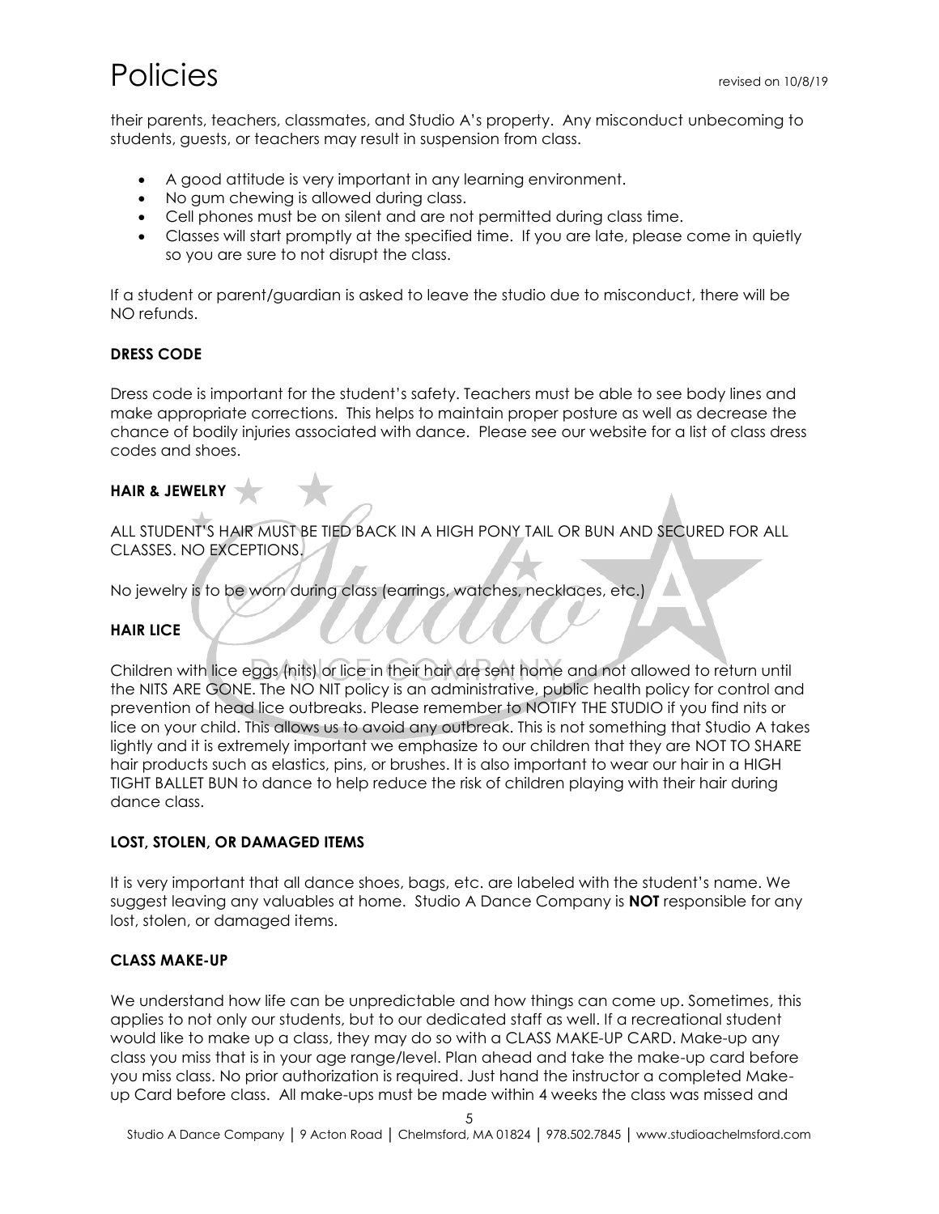their parents, teachers, classmates, and Studio A's property. Any misconduct unbecoming to students, guests, or teachers may result in suspension from class.

- A good attitude is very important in any learning environment.
- No gum chewing is allowed during class.
- Cell phones must be on silent and are not permitted during class time.
- Classes will start promptly at the specified time. If you are late, please come in quietly so you are sure to not disrupt the class.

If a student or parent/guardian is asked to leave the studio due to misconduct, there will be NO refunds.

**DRESS CODE**

Dress code is important for the student's safety. Teachers must be able to see body lines and make appropriate corrections. This helps to maintain proper posture as well as decrease the chance of bodily injuries associated with dance. Please see our website for a list of class dress codes and shoes.

**HAIR & JEWELRY**

ALL STUDENT'S HAIR MUST BE TIED BACK IN A HIGH PONY TAIL OR BUN AND SECURED FOR ALL CLASSES. NO EXCEPTIONS.

No jewelry is to be worn during class (earrings, watches, necklaces, etc.)

**HAIR LICE**

Children with lice eggs (nits) or lice in their hair are sent home and not allowed to return until the NITS ARE GONE. The NO NIT policy is an administrative, public health policy for control and prevention of head lice outbreaks. Please remember to NOTIFY THE STUDIO if you find nits or lice on your child. This allows us to avoid any outbreak. This is not something that Studio A takes lightly and it is extremely important we emphasize to our children that they are NOT TO SHARE hair products such as elastics, pins, or brushes. It is also important to wear our hair in a HIGH TIGHT BALLET BUN to dance to help reduce the risk of children playing with their hair during dance class.

**LOST, STOLEN, OR DAMAGED ITEMS**

It is very important that all dance shoes, bags, etc. are labeled with the student's name. We suggest leaving any valuables at home. Studio A Dance Company is **NOT** responsible for any lost, stolen, or damaged items.

**CLASS MAKE-UP**

We understand how life can be unpredictable and how things can come up. Sometimes, this applies to not only our students, but to our dedicated staff as well. If a recreational student would like to make up a class, they may do so with a CLASS MAKE-UP CARD. Make-up any class you miss that is in your age range/level. Plan ahead and take the make-up card before you miss class. No prior authorization is required. Just hand the instructor a completed Make-up Card before class. All make-ups must be made within 4 weeks the class was missed and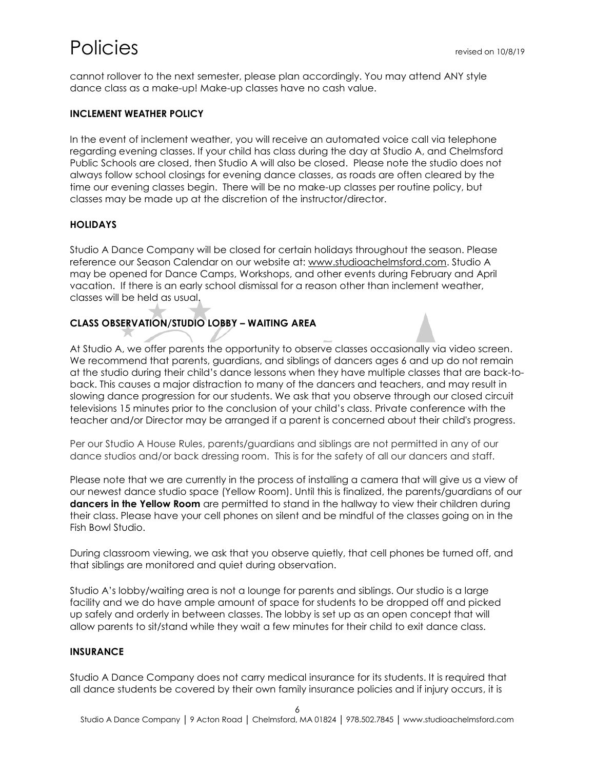cannot rollover to the next semester, please plan accordingly. You may attend ANY style dance class as a make-up! Make-up classes have no cash value.

### INCLEMENT WEATHER POLICY

In the event of inclement weather, you will receive an automated voice call via telephone regarding evening classes. If your child has class during the day at Studio A, and Chelmsford Public Schools are closed, then Studio A will also be closed. Please note the studio does not always follow school closings for evening dance classes, as roads are often cleared by the time our evening classes begin. There will be no make-up classes per routine policy, but classes may be made up at the discretion of the instructor/director.

### HOLIDAYS

Studio A Dance Company will be closed for certain holidays throughout the season. Please reference our Season Calendar on our website at: www.studioachelmsford.com. Studio A may be opened for Dance Camps, Workshops, and other events during February and April vacation. If there is an early school dismissal for a reason other than inclement weather, classes will be held as usual.

### CLASS OBSERVATION/STUDIO LOBBY – WAITING AREA

At Studio A, we offer parents the opportunity to observe classes occasionally via video screen. We recommend that parents, guardians, and siblings of dancers ages 6 and up do not remain at the studio during their child's dance lessons when they have multiple classes that are back-to-back. This causes a major distraction to many of the dancers and teachers, and may result in slowing dance progression for our students. We ask that you observe through our closed circuit televisions 15 minutes prior to the conclusion of your child's class. Private conference with the teacher and/or Director may be arranged if a parent is concerned about their child's progress.

Per our Studio A House Rules, parents/guardians and siblings are not permitted in any of our dance studios and/or back dressing room. This is for the safety of all our dancers and staff.

Please note that we are currently in the process of installing a camera that will give us a view of our newest dance studio space (Yellow Room). Until this is finalized, the parents/guardians of our **dancers in the Yellow Room** are permitted to stand in the hallway to view their children during their class. Please have your cell phones on silent and be mindful of the classes going on in the Fish Bowl Studio.

During classroom viewing, we ask that you observe quietly, that cell phones be turned off, and that siblings are monitored and quiet during observation.

Studio A's lobby/waiting area is not a lounge for parents and siblings. Our studio is a large facility and we do have ample amount of space for students to be dropped off and picked up safely and orderly in between classes. The lobby is set up as an open concept that will allow parents to sit/stand while they wait a few minutes for their child to exit dance class.

### INSURANCE

Studio A Dance Company does not carry medical insurance for its students. It is required that all dance students be covered by their own family insurance policies and if injury occurs, it is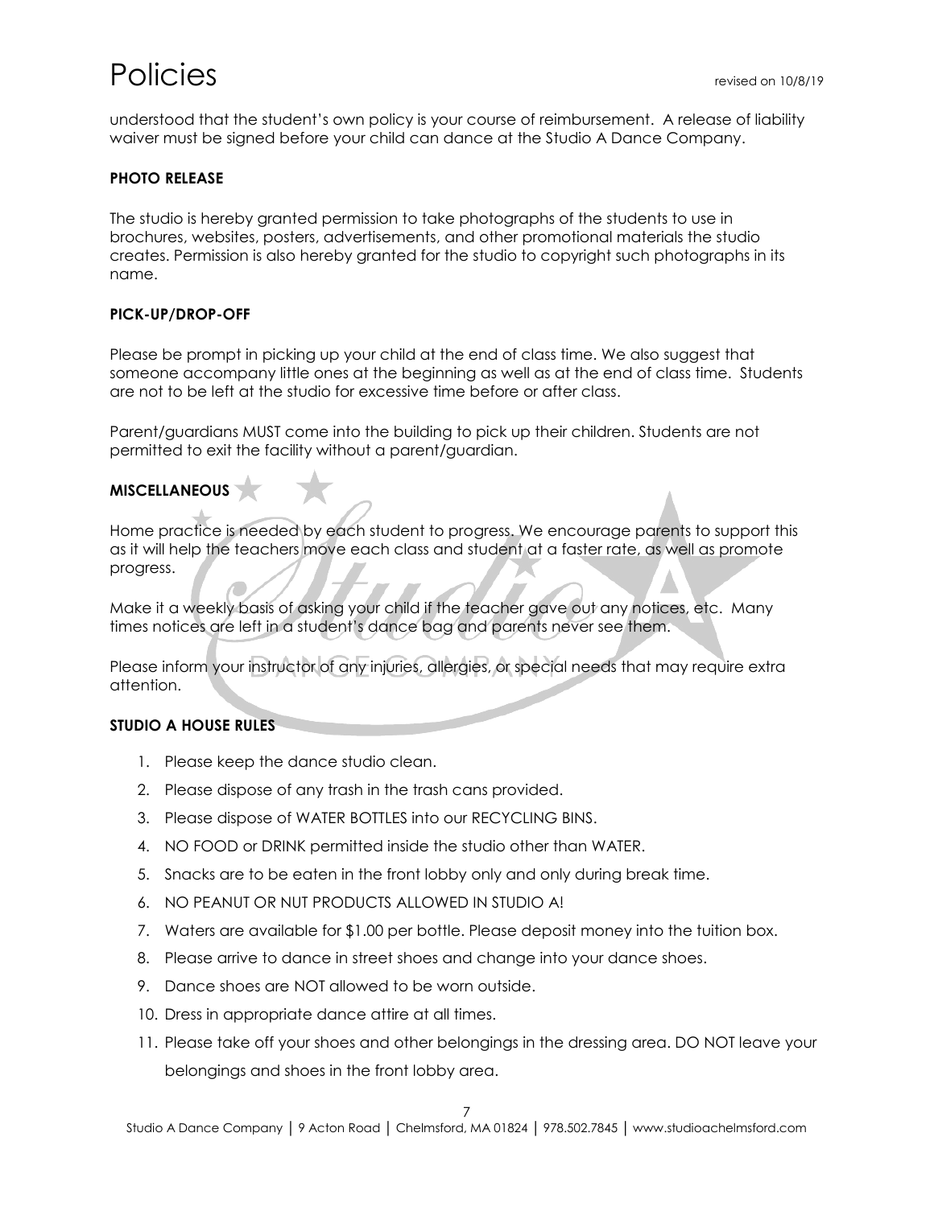understood that the student's own policy is your course of reimbursement. A release of liability waiver must be signed before your child can dance at the Studio A Dance Company.

**PHOTO RELEASE**

The studio is hereby granted permission to take photographs of the students to use in brochures, websites, posters, advertisements, and other promotional materials the studio creates. Permission is also hereby granted for the studio to copyright such photographs in its name.

**PICK-UP/DROP-OFF**

Please be prompt in picking up your child at the end of class time. We also suggest that someone accompany little ones at the beginning as well as at the end of class time. Students are not to be left at the studio for excessive time before or after class.

Parent/guardians MUST come into the building to pick up their children. Students are not permitted to exit the facility without a parent/guardian.

**MISCELLANEOUS**

Home practice is needed by each student to progress. We encourage parents to support this as it will help the teachers move each class and student at a faster rate, as well as promote progress.

Make it a weekly basis of asking your child if the teacher gave out any notices, etc. Many times notices are left in a student's dance bag and parents never see them.

Please inform your instructor of any injuries, allergies, or special needs that may require extra attention.

**STUDIO A HOUSE RULES**

1. Please keep the dance studio clean.
2. Please dispose of any trash in the trash cans provided.
3. Please dispose of WATER BOTTLES into our RECYCLING BINS.
4. NO FOOD or DRINK permitted inside the studio other than WATER.
5. Snacks are to be eaten in the front lobby only and only during break time.
6. NO PEANUT OR NUT PRODUCTS ALLOWED IN STUDIO A!
7. Waters are available for $1.00 per bottle. Please deposit money into the tuition box.
8. Please arrive to dance in street shoes and change into your dance shoes.
9. Dance shoes are NOT allowed to be worn outside.
10. Dress in appropriate dance attire at all times.
11. Please take off your shoes and other belongings in the dressing area. DO NOT leave your belongings and shoes in the front lobby area.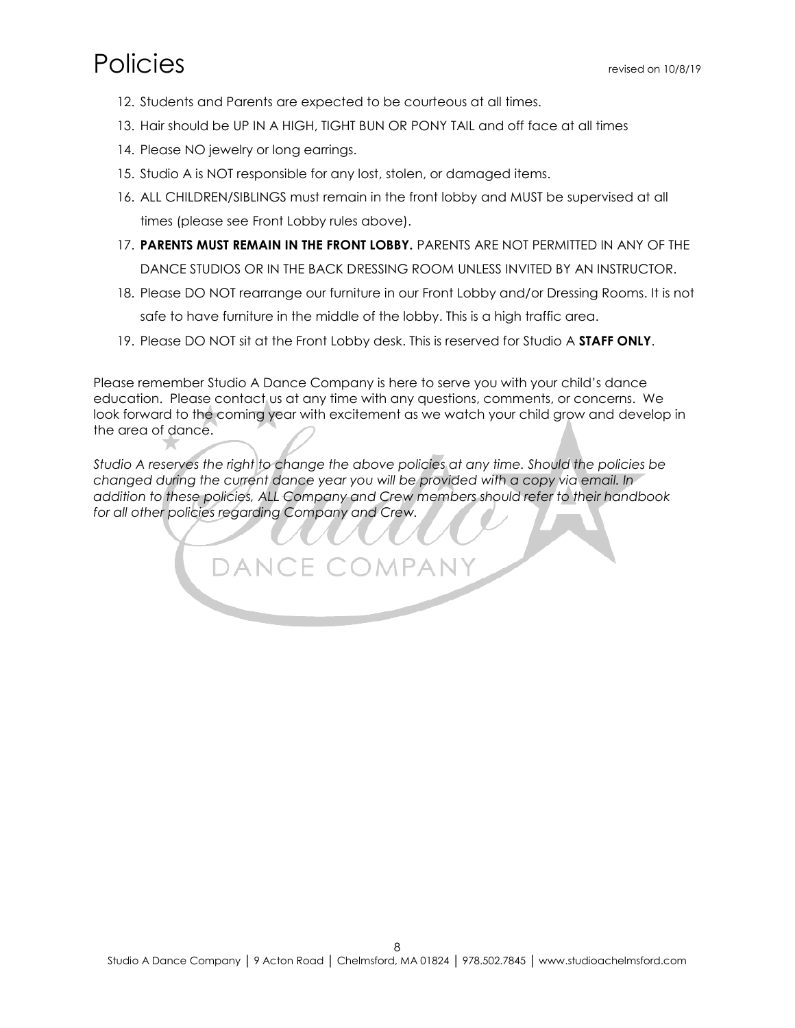# Policies

revised on 10/8/19

12. Students and Parents are expected to be courteous at all times.
13. Hair should be UP IN A HIGH, TIGHT BUN OR PONY TAIL and off face at all times
14. Please NO jewelry or long earrings.
15. Studio A is NOT responsible for any lost, stolen, or damaged items.
16. ALL CHILDREN/SIBLINGS must remain in the front lobby and MUST be supervised at all times (please see Front Lobby rules above).
17. **PARENTS MUST REMAIN IN THE FRONT LOBBY.** PARENTS ARE NOT PERMITTED IN ANY OF THE DANCE STUDIOS OR IN THE BACK DRESSING ROOM UNLESS INVITED BY AN INSTRUCTOR.
18. Please DO NOT rearrange our furniture in our Front Lobby and/or Dressing Rooms. It is not safe to have furniture in the middle of the lobby. This is a high traffic area.
19. Please DO NOT sit at the Front Lobby desk. This is reserved for Studio A **STAFF ONLY**.

Please remember Studio A Dance Company is here to serve you with your child's dance education. Please contact us at any time with any questions, comments, or concerns. We look forward to the coming year with excitement as we watch your child grow and develop in the area of dance.

*Studio A reserves the right to change the above policies at any time. Should the policies be changed during the current dance year you will be provided with a copy via email. In addition to these policies, ALL Company and Crew members should refer to their handbook for all other policies regarding Company and Crew.*

Studio A Dance Company | 9 Acton Road | Chelmsford, MA 01824 | 978.502.7845 | www.studioachelmsford.com